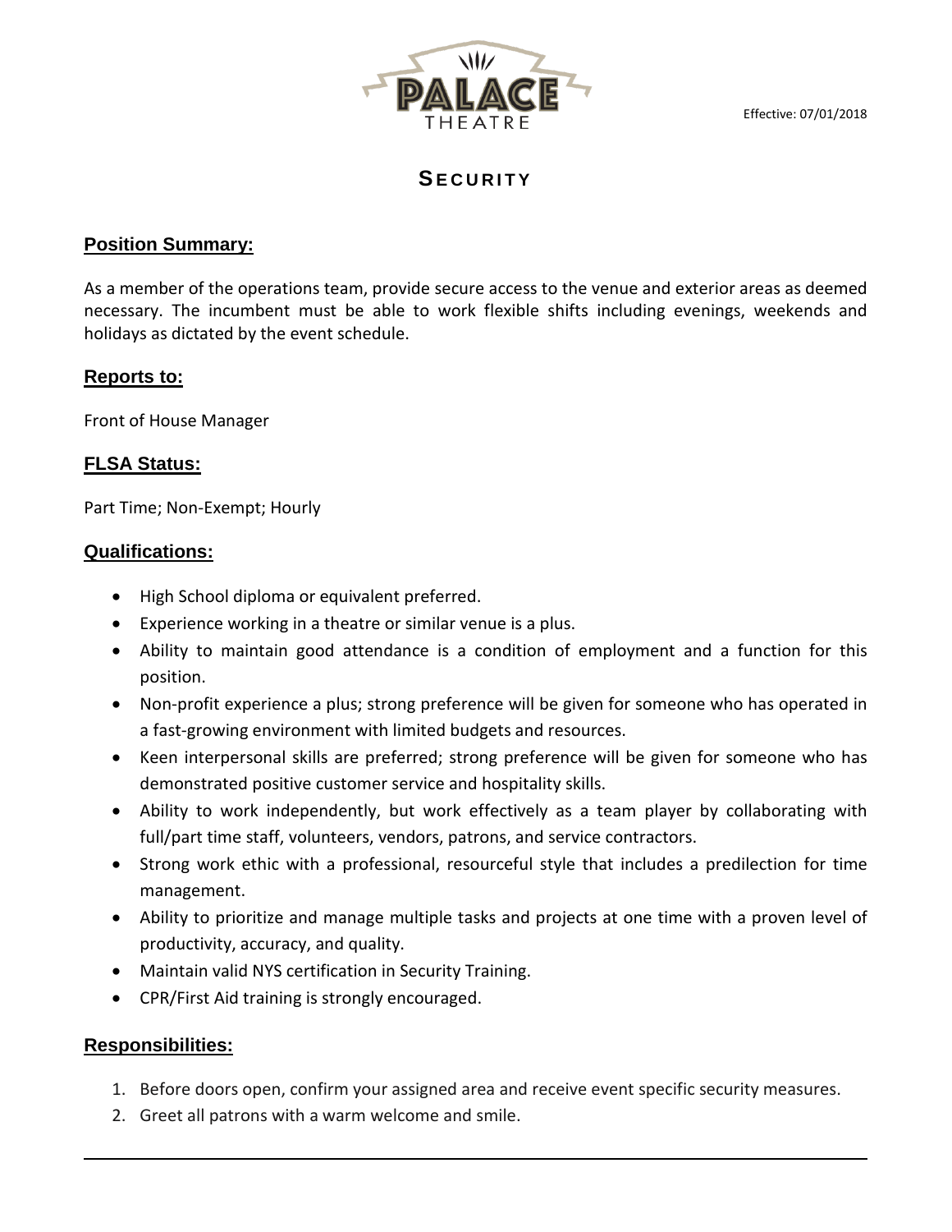PALACE THEATRE

Effective: 07/01/2018

# SECURITY

## Position Summary:

As a member of the operations team, provide secure access to the venue and exterior areas as deemed necessary. The incumbent must be able to work flexible shifts including evenings, weekends and holidays as dictated by the event schedule.

## Reports to:

Front of House Manager

## FLSA Status:

Part Time; Non-Exempt; Hourly

## Qualifications:

- High School diploma or equivalent preferred.
- Experience working in a theatre or similar venue is a plus.
- Ability to maintain good attendance is a condition of employment and a function for this position.
- Non-profit experience a plus; strong preference will be given for someone who has operated in a fast-growing environment with limited budgets and resources.
- Keen interpersonal skills are preferred; strong preference will be given for someone who has demonstrated positive customer service and hospitality skills.
- Ability to work independently, but work effectively as a team player by collaborating with full/part time staff, volunteers, vendors, patrons, and service contractors.
- Strong work ethic with a professional, resourceful style that includes a predilection for time management.
- Ability to prioritize and manage multiple tasks and projects at one time with a proven level of productivity, accuracy, and quality.
- Maintain valid NYS certification in Security Training.
- CPR/First Aid training is strongly encouraged.

## Responsibilities:

1. Before doors open, confirm your assigned area and receive event specific security measures.
2. Greet all patrons with a warm welcome and smile.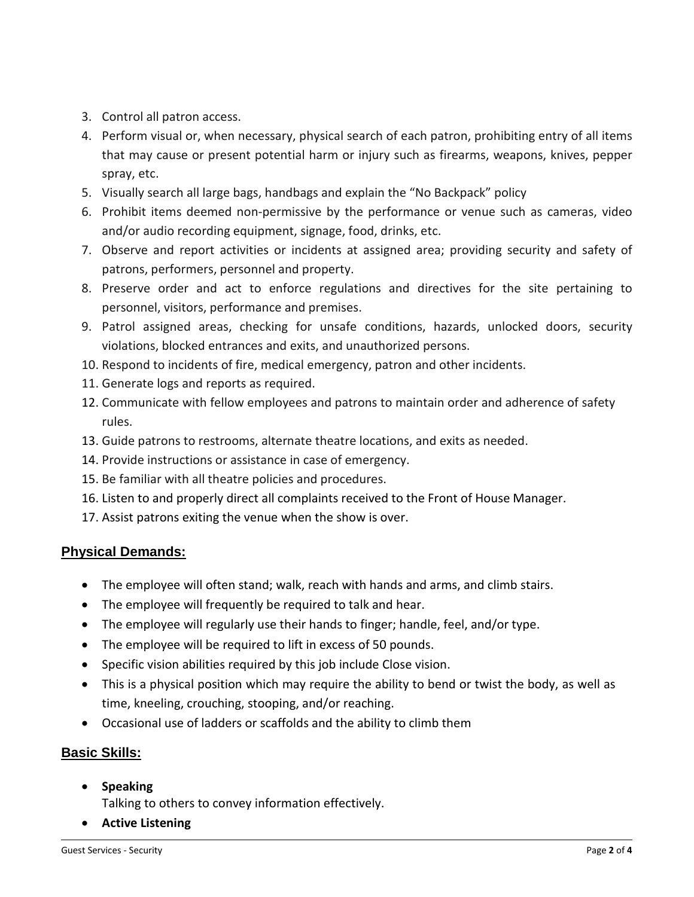3. Control all patron access.
4. Perform visual or, when necessary, physical search of each patron, prohibiting entry of all items that may cause or present potential harm or injury such as firearms, weapons, knives, pepper spray, etc.
5. Visually search all large bags, handbags and explain the "No Backpack" policy
6. Prohibit items deemed non-permissive by the performance or venue such as cameras, video and/or audio recording equipment, signage, food, drinks, etc.
7. Observe and report activities or incidents at assigned area; providing security and safety of patrons, performers, personnel and property.
8. Preserve order and act to enforce regulations and directives for the site pertaining to personnel, visitors, performance and premises.
9. Patrol assigned areas, checking for unsafe conditions, hazards, unlocked doors, security violations, blocked entrances and exits, and unauthorized persons.
10. Respond to incidents of fire, medical emergency, patron and other incidents.
11. Generate logs and reports as required.
12. Communicate with fellow employees and patrons to maintain order and adherence of safety rules.
13. Guide patrons to restrooms, alternate theatre locations, and exits as needed.
14. Provide instructions or assistance in case of emergency.
15. Be familiar with all theatre policies and procedures.
16. Listen to and properly direct all complaints received to the Front of House Manager.
17. Assist patrons exiting the venue when the show is over.

## Physical Demands:

- The employee will often stand; walk, reach with hands and arms, and climb stairs.
- The employee will frequently be required to talk and hear.
- The employee will regularly use their hands to finger; handle, feel, and/or type.
- The employee will be required to lift in excess of 50 pounds.
- Specific vision abilities required by this job include Close vision.
- This is a physical position which may require the ability to bend or twist the body, as well as time, kneeling, crouching, stooping, and/or reaching.
- Occasional use of ladders or scaffolds and the ability to climb them

## Basic Skills:

- **Speaking**
  Talking to others to convey information effectively.
- **Active Listening**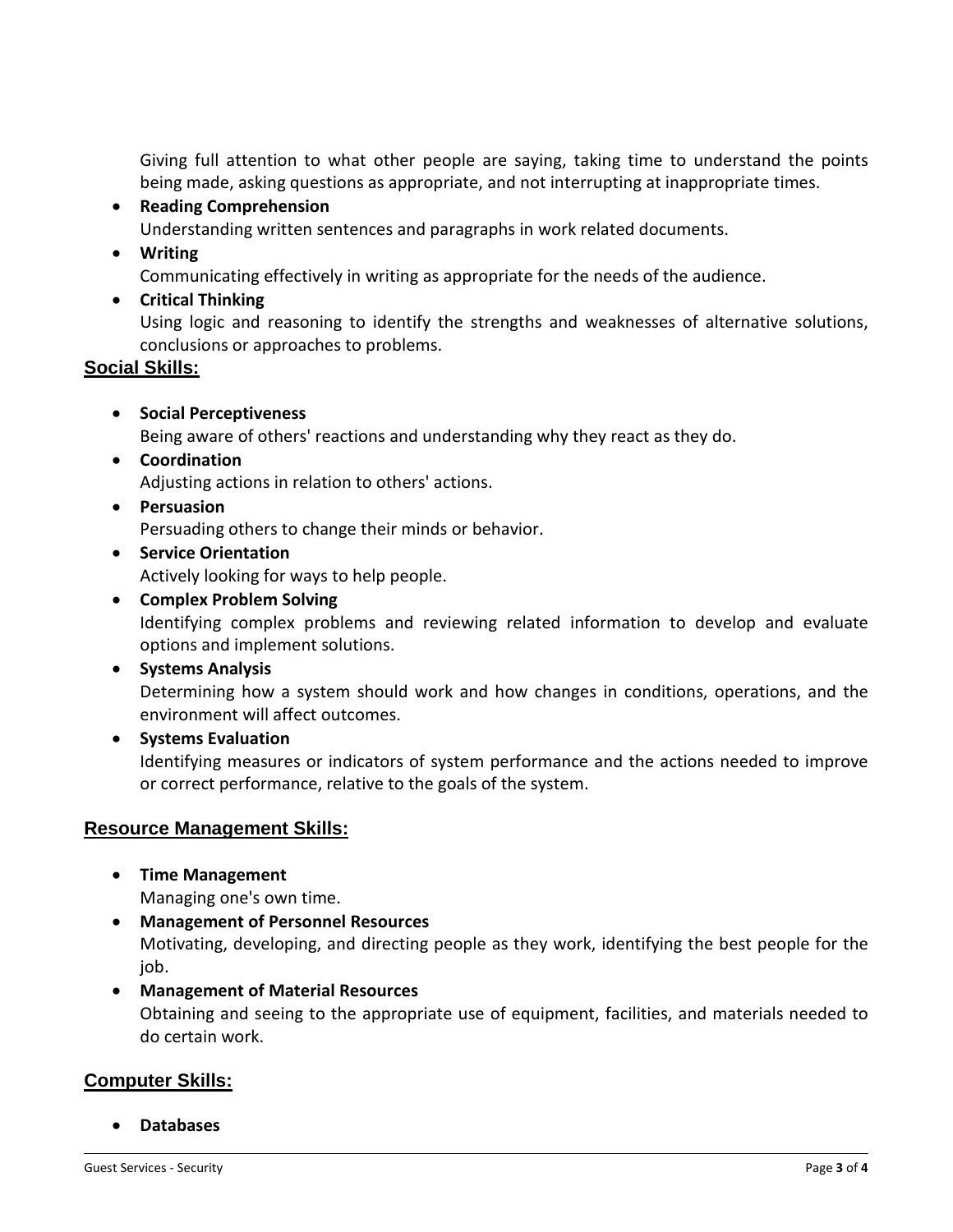Giving full attention to what other people are saying, taking time to understand the points being made, asking questions as appropriate, and not interrupting at inappropriate times.

- **Reading Comprehension**
  Understanding written sentences and paragraphs in work related documents.
- **Writing**
  Communicating effectively in writing as appropriate for the needs of the audience.
- **Critical Thinking**
  Using logic and reasoning to identify the strengths and weaknesses of alternative solutions, conclusions or approaches to problems.

## Social Skills:

- **Social Perceptiveness**
  Being aware of others' reactions and understanding why they react as they do.
- **Coordination**
  Adjusting actions in relation to others' actions.
- **Persuasion**
  Persuading others to change their minds or behavior.
- **Service Orientation**
  Actively looking for ways to help people.
- **Complex Problem Solving**
  Identifying complex problems and reviewing related information to develop and evaluate options and implement solutions.
- **Systems Analysis**
  Determining how a system should work and how changes in conditions, operations, and the environment will affect outcomes.
- **Systems Evaluation**
  Identifying measures or indicators of system performance and the actions needed to improve or correct performance, relative to the goals of the system.

## Resource Management Skills:

- **Time Management**
  Managing one's own time.
- **Management of Personnel Resources**
  Motivating, developing, and directing people as they work, identifying the best people for the job.
- **Management of Material Resources**
  Obtaining and seeing to the appropriate use of equipment, facilities, and materials needed to do certain work.

## Computer Skills:

- **Databases**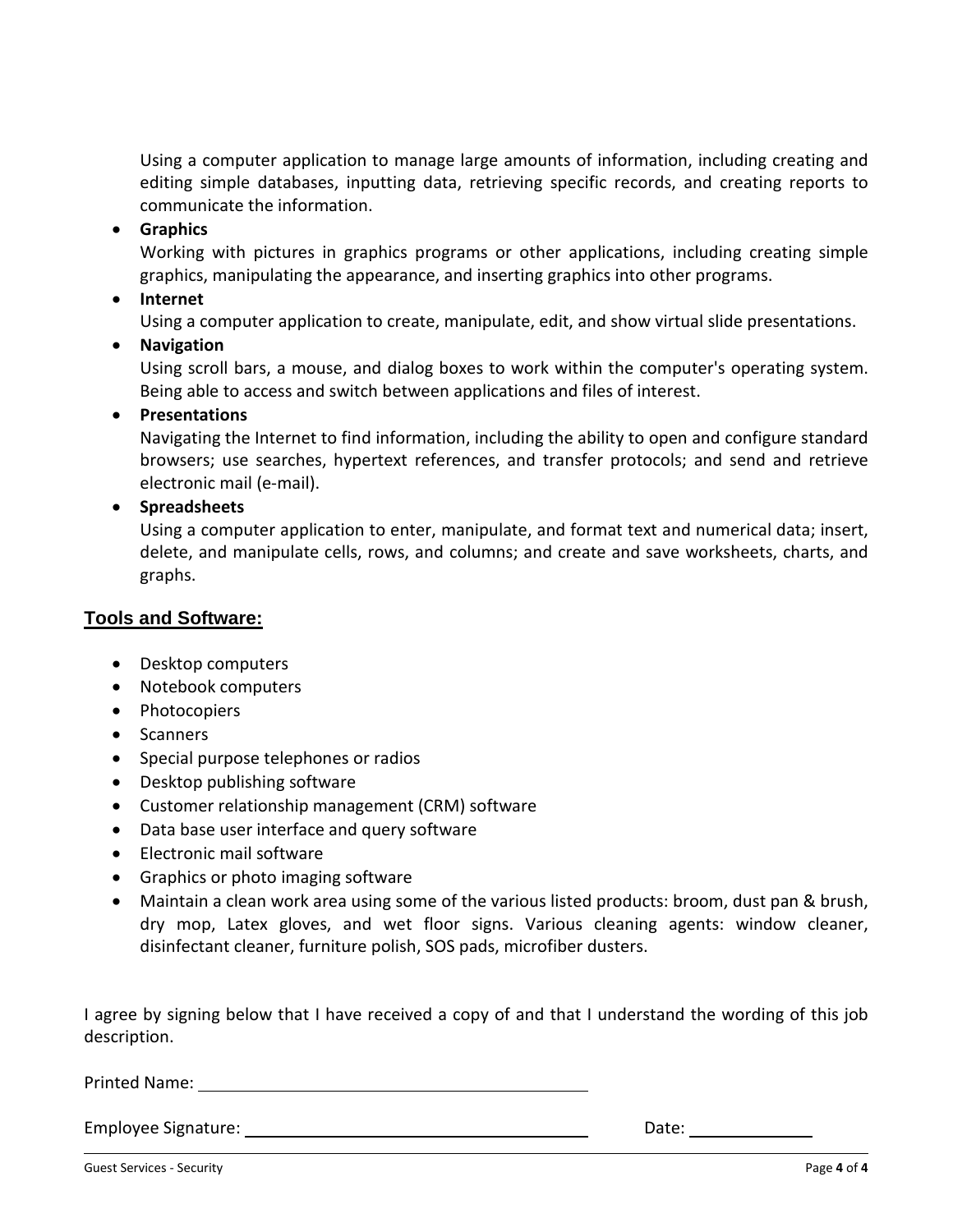Using a computer application to manage large amounts of information, including creating and editing simple databases, inputting data, retrieving specific records, and creating reports to communicate the information.

- **Graphics**
  Working with pictures in graphics programs or other applications, including creating simple graphics, manipulating the appearance, and inserting graphics into other programs.
- **Internet**
  Using a computer application to create, manipulate, edit, and show virtual slide presentations.
- **Navigation**
  Using scroll bars, a mouse, and dialog boxes to work within the computer's operating system. Being able to access and switch between applications and files of interest.
- **Presentations**
  Navigating the Internet to find information, including the ability to open and configure standard browsers; use searches, hypertext references, and transfer protocols; and send and retrieve electronic mail (e-mail).
- **Spreadsheets**
  Using a computer application to enter, manipulate, and format text and numerical data; insert, delete, and manipulate cells, rows, and columns; and create and save worksheets, charts, and graphs.

## Tools and Software:

- Desktop computers
- Notebook computers
- Photocopiers
- Scanners
- Special purpose telephones or radios
- Desktop publishing software
- Customer relationship management (CRM) software
- Data base user interface and query software
- Electronic mail software
- Graphics or photo imaging software
- Maintain a clean work area using some of the various listed products: broom, dust pan & brush, dry mop, Latex gloves, and wet floor signs. Various cleaning agents: window cleaner, disinfectant cleaner, furniture polish, SOS pads, microfiber dusters.

I agree by signing below that I have received a copy of and that I understand the wording of this job description.

Printed Name: ______________________________

Employee Signature: ______________________________ Date: ____________